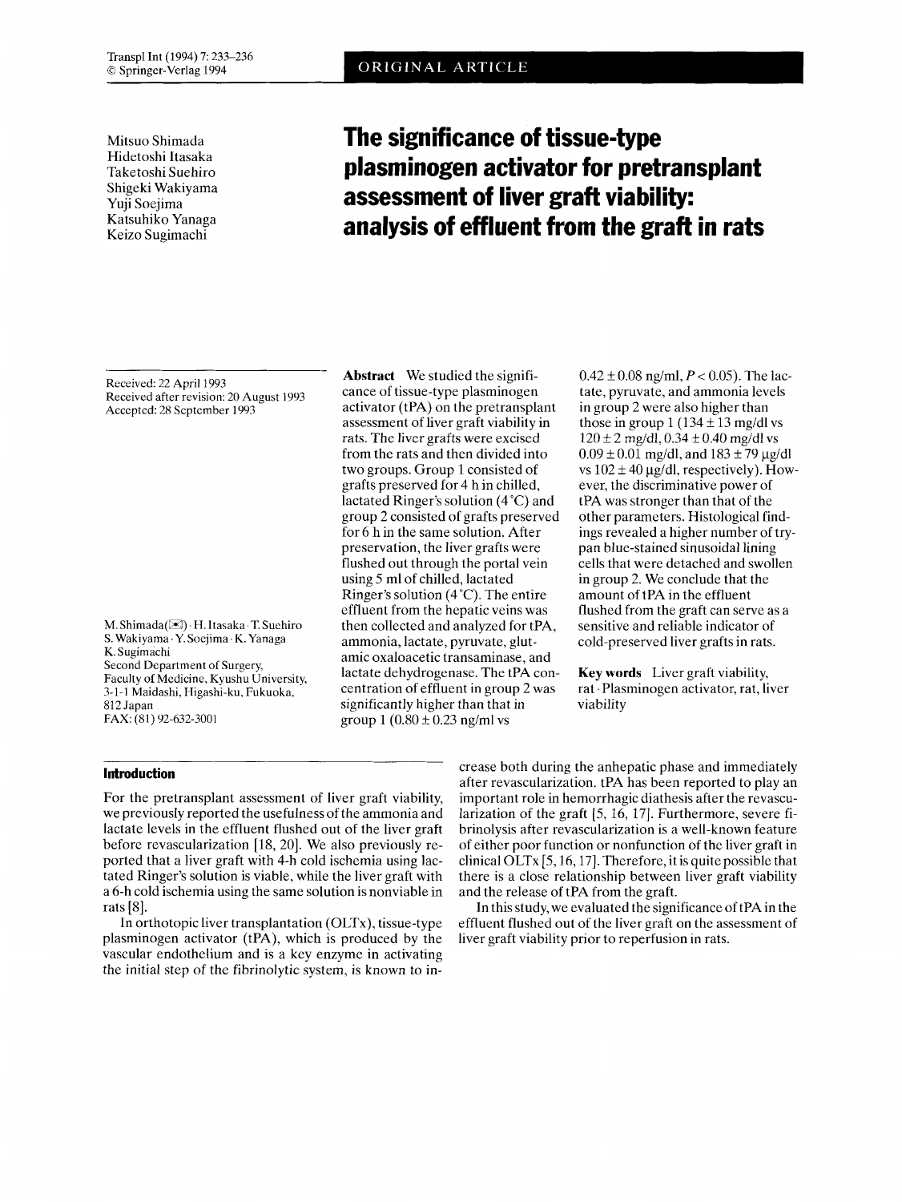ORIGINAL ARTICLE

Mitsuo Shimada
Hidetoshi Itasaka
Taketoshi Suehiro
Shigeki Wakiyama
Yuji Soejima
Katsuhiko Yanaga
Keizo Sugimachi

# The significance of tissue-type plasminogen activator for pretransplant assessment of liver graft viability: analysis of effluent from the graft in rats

Received: 22 April 1993
Received after revision: 20 August 1993
Accepted: 28 September 1993

M. Shimada (✉) · H. Itasaka · T. Suehiro
S. Wakiyama · Y. Soejima · K. Yanaga
K. Sugimachi
Second Department of Surgery,
Faculty of Medicine, Kyushu University,
3-1-1 Maidashi, Higashi-ku, Fukuoka,
812 Japan
FAX: (81) 92-632-3001

**Abstract** We studied the significance of tissue-type plasminogen activator (tPA) on the pretransplant assessment of liver graft viability in rats. The liver grafts were excised from the rats and then divided into two groups. Group 1 consisted of grafts preserved for 4 h in chilled, lactated Ringer's solution (4 °C) and group 2 consisted of grafts preserved for 6 h in the same solution. After preservation, the liver grafts were flushed out through the portal vein using 5 ml of chilled, lactated Ringer's solution (4 °C). The entire effluent from the hepatic veins was then collected and analyzed for tPA, ammonia, lactate, pyruvate, glutamic oxaloacetic transaminase, and lactate dehydrogenase. The tPA concentration of effluent in group 2 was significantly higher than that in group 1 (0.80 ± 0.23 ng/ml vs 0.42 ± 0.08 ng/ml, $P < 0.05$). The lactate, pyruvate, and ammonia levels in group 2 were also higher than those in group 1 (134 ± 13 mg/dl vs 120 ± 2 mg/dl, 0.34 ± 0.40 mg/dl vs 0.09 ± 0.01 mg/dl, and 183 ± 79 µg/dl vs 102 ± 40 µg/dl, respectively). However, the discriminative power of tPA was stronger than that of the other parameters. Histological findings revealed a higher number of trypan blue-stained sinusoidal lining cells that were detached and swollen in group 2. We conclude that the amount of tPA in the effluent flushed from the graft can serve as a sensitive and reliable indicator of cold-preserved liver grafts in rats.

**Key words** Liver graft viability, rat · Plasminogen activator, rat, liver viability

## Introduction

For the pretransplant assessment of liver graft viability, we previously reported the usefulness of the ammonia and lactate levels in the effluent flushed out of the liver graft before revascularization [18, 20]. We also previously reported that a liver graft with 4-h cold ischemia using lactated Ringer's solution is viable, while the liver graft with a 6-h cold ischemia using the same solution is nonviable in rats [8].

In orthotopic liver transplantation (OLTx), tissue-type plasminogen activator (tPA), which is produced by the vascular endothelium and is a key enzyme in activating the initial step of the fibrinolytic system, is known to increase both during the anhepatic phase and immediately after revascularization. tPA has been reported to play an important role in hemorrhagic diathesis after the revascularization of the graft [5, 16, 17]. Furthermore, severe fibrinolysis after revascularization is a well-known feature of either poor function or nonfunction of the liver graft in clinical OLTx [5, 16, 17]. Therefore, it is quite possible that there is a close relationship between liver graft viability and the release of tPA from the graft.

In this study, we evaluated the significance of tPA in the effluent flushed out of the liver graft on the assessment of liver graft viability prior to reperfusion in rats.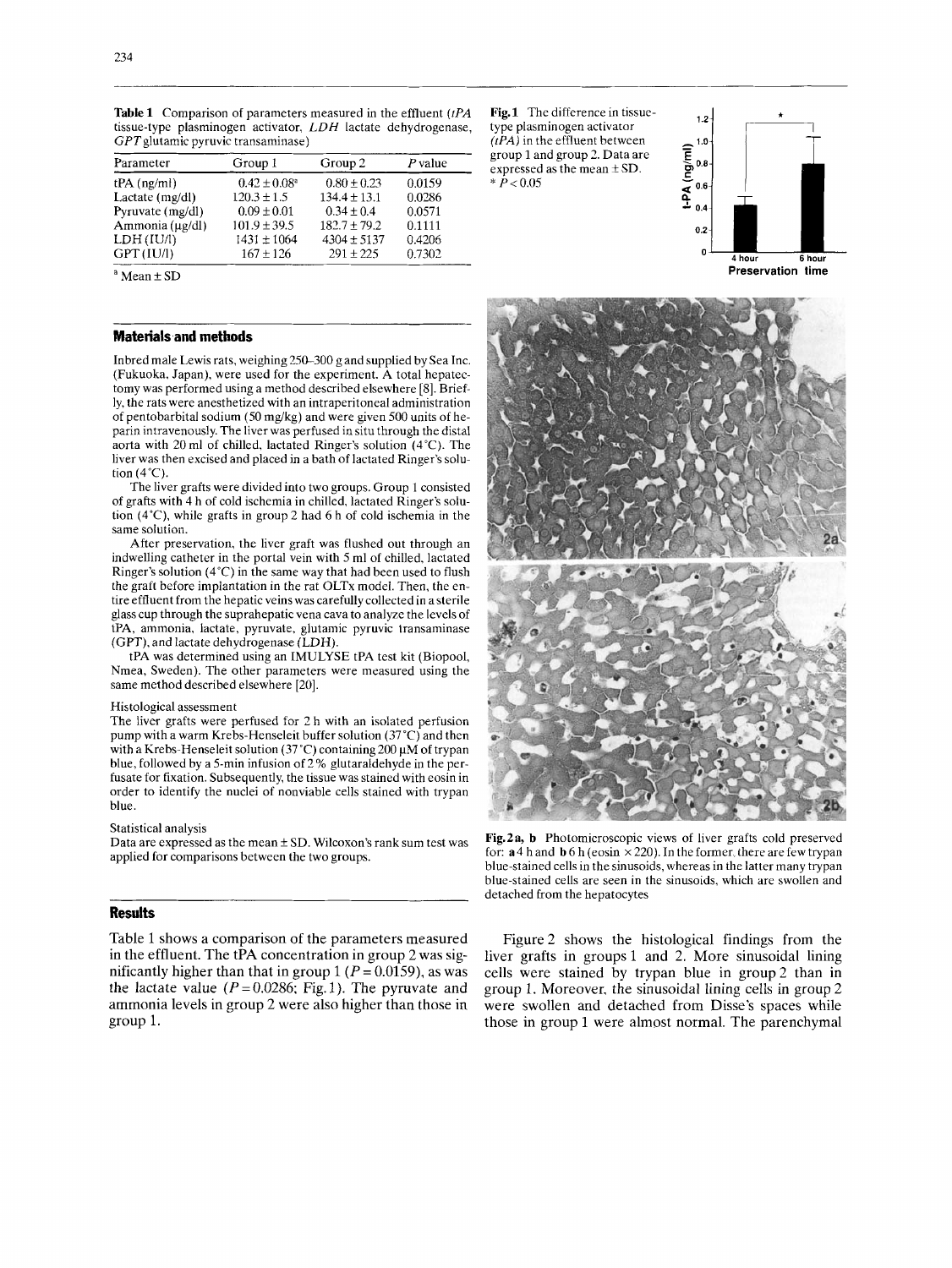**Table 1** Comparison of parameters measured in the effluent (*tPA* tissue-type plasminogen activator, *LDH* lactate dehydrogenase, *GPT* glutamic pyruvic transaminase)

| Parameter | Group 1 | Group 2 | *P* value |
|---|---|---|---|
| tPA (ng/ml) | 0.42 ± 0.08[a] | 0.80 ± 0.23 | 0.0159 |
| Lactate (mg/dl) | 120.3 ± 1.5 | 134.4 ± 13.1 | 0.0286 |
| Pyruvate (mg/dl) | 0.09 ± 0.01 | 0.34 ± 0.4 | 0.0571 |
| Ammonia (μg/dl) | 101.9 ± 39.5 | 182.7 ± 79.2 | 0.1111 |
| LDH (IU/l) | 1431 ± 1064 | 4304 ± 5137 | 0.4206 |
| GPT (IU/l) | 167 ± 126 | 291 ± 225 | 0.7302 |

[a] Mean ± SD

**Fig. 1** The difference in tissue-type plasminogen activator (*tPA*) in the effluent between group 1 and group 2. Data are expressed as the mean ± SD. * $P < 0.05$

## Materials and methods

Inbred male Lewis rats, weighing 250–300 g and supplied by Sea Inc. (Fukuoka, Japan), were used for the experiment. A total hepatectomy was performed using a method described elsewhere [8]. Briefly, the rats were anesthetized with an intraperitoneal administration of pentobarbital sodium (50 mg/kg) and were given 500 units of heparin intravenously. The liver was perfused in situ through the distal aorta with 20 ml of chilled, lactated Ringer's solution (4°C). The liver was then excised and placed in a bath of lactated Ringer's solution (4°C).

The liver grafts were divided into two groups. Group 1 consisted of grafts with 4 h of cold ischemia in chilled, lactated Ringer's solution (4°C), while grafts in group 2 had 6 h of cold ischemia in the same solution.

After preservation, the liver graft was flushed out through an indwelling catheter in the portal vein with 5 ml of chilled, lactated Ringer's solution (4°C) in the same way that had been used to flush the graft before implantation in the rat OLTx model. Then, the entire effluent from the hepatic veins was carefully collected in a sterile glass cup through the suprahepatic vena cava to analyze the levels of tPA, ammonia, lactate, pyruvate, glutamic pyruvic transaminase (GPT), and lactate dehydrogenase (LDH).

tPA was determined using an IMULYSE tPA test kit (Biopool, Nmea, Sweden). The other parameters were measured using the same method described elsewhere [20].

### Histological assessment

The liver grafts were perfused for 2 h with an isolated perfusion pump with a warm Krebs-Henseleit buffer solution (37°C) and then with a Krebs-Henseleit solution (37°C) containing 200 μM of trypan blue, followed by a 5-min infusion of 2% glutaraldehyde in the perfusate for fixation. Subsequently, the tissue was stained with eosin in order to identify the nuclei of nonviable cells stained with trypan blue.

### Statistical analysis

Data are expressed as the mean ± SD. Wilcoxon's rank sum test was applied for comparisons between the two groups.

**Fig. 2 a, b** Photomicroscopic views of liver grafts cold preserved for: **a** 4 h and **b** 6 h (eosin × 220). In the former, there are few trypan blue-stained cells in the sinusoids, whereas in the latter many trypan blue-stained cells are seen in the sinusoids, which are swollen and detached from the hepatocytes

## Results

Table 1 shows a comparison of the parameters measured in the effluent. The tPA concentration in group 2 was significantly higher than that in group 1 ($P = 0.0159$), as was the lactate value ($P = 0.0286$; Fig. 1). The pyruvate and ammonia levels in group 2 were also higher than those in group 1.

Figure 2 shows the histological findings from the liver grafts in groups 1 and 2. More sinusoidal lining cells were stained by trypan blue in group 2 than in group 1. Moreover, the sinusoidal lining cells in group 2 were swollen and detached from Disse's spaces while those in group 1 were almost normal. The parenchymal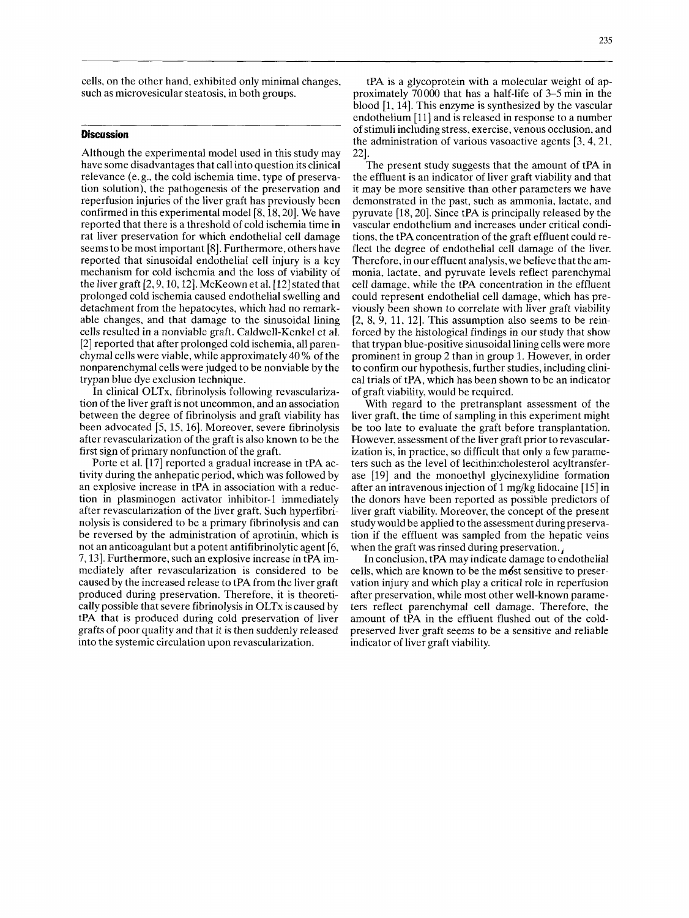cells, on the other hand, exhibited only minimal changes, such as microvesicular steatosis, in both groups.

## Discussion

Although the experimental model used in this study may have some disadvantages that call into question its clinical relevance (e.g., the cold ischemia time, type of preservation solution), the pathogenesis of the preservation and reperfusion injuries of the liver graft has previously been confirmed in this experimental model [8, 18, 20]. We have reported that there is a threshold of cold ischemia time in rat liver preservation for which endothelial cell damage seems to be most important [8]. Furthermore, others have reported that sinusoidal endothelial cell injury is a key mechanism for cold ischemia and the loss of viability of the liver graft [2, 9, 10, 12]. McKeown et al. [12] stated that prolonged cold ischemia caused endothelial swelling and detachment from the hepatocytes, which had no remarkable changes, and that damage to the sinusoidal lining cells resulted in a nonviable graft. Caldwell-Kenkel et al. [2] reported that after prolonged cold ischemia, all parenchymal cells were viable, while approximately 40% of the nonparenchymal cells were judged to be nonviable by the trypan blue dye exclusion technique.

In clinical OLTx, fibrinolysis following revascularization of the liver graft is not uncommon, and an association between the degree of fibrinolysis and graft viability has been advocated [5, 15, 16]. Moreover, severe fibrinolysis after revascularization of the graft is also known to be the first sign of primary nonfunction of the graft.

Porte et al. [17] reported a gradual increase in tPA activity during the anhepatic period, which was followed by an explosive increase in tPA in association with a reduction in plasminogen activator inhibitor-1 immediately after revascularization of the liver graft. Such hyperfibrinolysis is considered to be a primary fibrinolysis and can be reversed by the administration of aprotinin, which is not an anticoagulant but a potent antifibrinolytic agent [6, 7, 13]. Furthermore, such an explosive increase in tPA immediately after revascularization is considered to be caused by the increased release to tPA from the liver graft produced during preservation. Therefore, it is theoretically possible that severe fibrinolysis in OLTx is caused by tPA that is produced during cold preservation of liver grafts of poor quality and that it is then suddenly released into the systemic circulation upon revascularization.

tPA is a glycoprotein with a molecular weight of approximately 70000 that has a half-life of 3–5 min in the blood [1, 14]. This enzyme is synthesized by the vascular endothelium [11] and is released in response to a number of stimuli including stress, exercise, venous occlusion, and the administration of various vasoactive agents [3, 4, 21, 22].

The present study suggests that the amount of tPA in the effluent is an indicator of liver graft viability and that it may be more sensitive than other parameters we have demonstrated in the past, such as ammonia, lactate, and pyruvate [18, 20]. Since tPA is principally released by the vascular endothelium and increases under critical conditions, the tPA concentration of the graft effluent could reflect the degree of endothelial cell damage of the liver. Therefore, in our effluent analysis, we believe that the ammonia, lactate, and pyruvate levels reflect parenchymal cell damage, while the tPA concentration in the effluent could represent endothelial cell damage, which has previously been shown to correlate with liver graft viability [2, 8, 9, 11, 12]. This assumption also seems to be reinforced by the histological findings in our study that show that trypan blue-positive sinusoidal lining cells were more prominent in group 2 than in group 1. However, in order to confirm our hypothesis, further studies, including clinical trials of tPA, which has been shown to be an indicator of graft viability, would be required.

With regard to the pretransplant assessment of the liver graft, the time of sampling in this experiment might be too late to evaluate the graft before transplantation. However, assessment of the liver graft prior to revascularization is, in practice, so difficult that only a few parameters such as the level of lecithin:cholesterol acyltransferase [19] and the monoethyl glycinexylidine formation after an intravenous injection of 1 mg/kg lidocaine [15] in the donors have been reported as possible predictors of liver graft viability. Moreover, the concept of the present study would be applied to the assessment during preservation if the effluent was sampled from the hepatic veins when the graft was rinsed during preservation.

In conclusion, tPA may indicate damage to endothelial cells, which are known to be the most sensitive to preservation injury and which play a critical role in reperfusion after preservation, while most other well-known parameters reflect parenchymal cell damage. Therefore, the amount of tPA in the effluent flushed out of the cold-preserved liver graft seems to be a sensitive and reliable indicator of liver graft viability.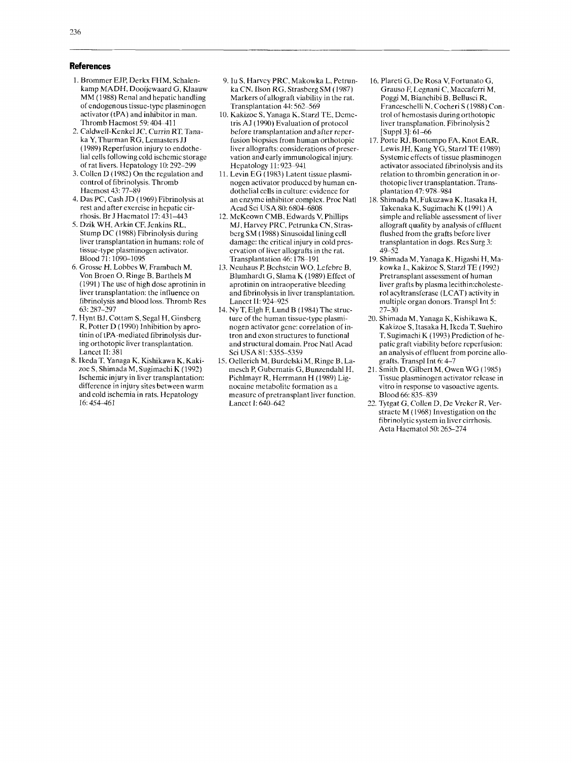## References

1. Brommer EJP, Derkx FHM, Schalenkamp MADH, Dooijewaard G, Klaauw MM (1988) Renal and hepatic handling of endogenous tissue-type plasminogen activator (tPA) and inhibitor in man. Thromb Haemost 59: 404–411
2. Caldwell-Kenkel JC, Currin RT, Tanaka Y, Thurman RG, Lemasters JJ (1989) Reperfusion injury to endothelial cells following cold ischemic storage of rat livers. Hepatology 10: 292–299
3. Collen D (1982) On the regulation and control of fibrinolysis. Thromb Haemost 43: 77–89
4. Das PC, Cash JD (1969) Fibrinolysis at rest and after exercise in hepatic cirrhosis. Br J Haematol 17: 431–443
5. Dzik WH, Arkin CF, Jenkins RL, Stump DC (1988) Fibrinolysis during liver transplantation in humans: role of tissue-type plasminogen activator. Blood 71: 1090–1095
6. Grosse H, Lobbes W, Frambach M, Von Broen O, Ringe B, Barthels M (1991) The use of high dose aprotinin in liver transplantation: the influence on fibrinolysis and blood loss. Thromb Res 63: 287–297
7. Hynt BJ, Cottam S, Segal H, Ginsberg R, Potter D (1990) Inhibition by aprotinin of tPA-mediated fibrinolysis during orthotopic liver transplantation. Lancet II: 381
8. Ikeda T, Yanaga K, Kishikawa K, Kakizoe S, Shimada M, Sugimachi K (1992) Ischemic injury in liver transplantation: difference in injury sites between warm and cold ischemia in rats. Hepatology 16: 454–461
9. Iu S, Harvey PRC, Makowka L, Petrunka CN, Ilson RG, Strasberg SM (1987) Markers of allograft viability in the rat. Transplantation 44: 562–569
10. Kakizoe S, Yanaga K, Starzl TE, Demetris AJ (1990) Evaluation of protocol before transplantation and after reperfusion biopsies from human orthotopic liver allografts: considerations of preservation and early immunological injury. Hepatology 11: 923–941
11. Levin EG (1983) Latent tissue plasminogen activator produced by human endothelial cells in culture: evidence for an enzyme inhibitor complex. Proc Natl Acad Sci USA 80: 6804–6808
12. McKeown CMB, Edwards V, Phillips MJ, Harvey PRC, Petrunka CN, Strasberg SM (1988) Sinusoidal lining cell damage: the critical injury in cold preservation of liver allografts in the rat. Transplantation 46: 178–191
13. Neuhaus P, Bechstein WO, Lefebre B, Blumhardt G, Slama K (1989) Effect of aprotinin on intraoperative bleeding and fibrinolysis in liver transplantation. Lancet II: 924–925
14. Ny T, Elgh F, Lund B (1984) The structure of the human tissue-type plasminogen activator gene: correlation of intron and exon structures to functional and structural domain. Proc Natl Acad Sci USA 81: 5355–5359
15. Oellerich M, Burdelski M, Ringe B, Lamesch P, Gubernatis G, Bunzendahl H, Pichlmayr R, Herrmann H (1989) Lignocaine metabolite formation as a measure of pretransplant liver function. Lancet I: 640–642
16. Plareti G, De Rosa V, Fortunato G, Grauso F, Legnani C, Maccaferri M, Poggi M, Bianchibi B, Bellusci R, Franceschelli N, Cocheri S (1988) Control of hemostasis during orthotopic liver transplanation. Fibrinolysis 2 [Suppl 3]: 61–66
17. Porte RJ, Bontempo FA, Knot EAR, Lewis JH, Kang YG, Starzl TE (1989) Systemic effects of tissue plasminogen activator associated fibrinolysis and its relation to thrombin generation in orthotopic liver transplantation. Transplantation 47: 978–984
18. Shimada M, Fukuzawa K, Itasaka H, Takenaka K, Sugimachi K (1991) A simple and reliable assessment of liver allograft quality by analysis of effluent flushed from the grafts before liver transplantation in dogs. Res Surg 3: 49–52
19. Shimada M, Yanaga K, Higashi H, Makowka L, Kakizoe S, Starzl TE (1992) Pretransplant assessment of human liver grafts by plasma lecithin:cholesterol acyltransferase (LCAT) activity in multiple organ donors. Transpl Int 5: 27–30
20. Shimada M, Yanaga K, Kishikawa K, Kakizoe S, Itasaka H, Ikeda T, Suehiro T, Sugimachi K (1993) Prediction of hepatic graft viability before reperfusion: an analysis of effluent from porcine allografts. Transpl Int 6: 4–7
21. Smith D, Gilbert M, Owen WG (1985) Tissue plasminogen activator release in vitro in response to vasoactive agents. Blood 66: 835–839
22. Tytgat G, Collen D, De Vreker R, Verstraete M (1968) Investigation on the fibrinolytic system in liver cirrhosis. Acta Haematol 50: 265–274